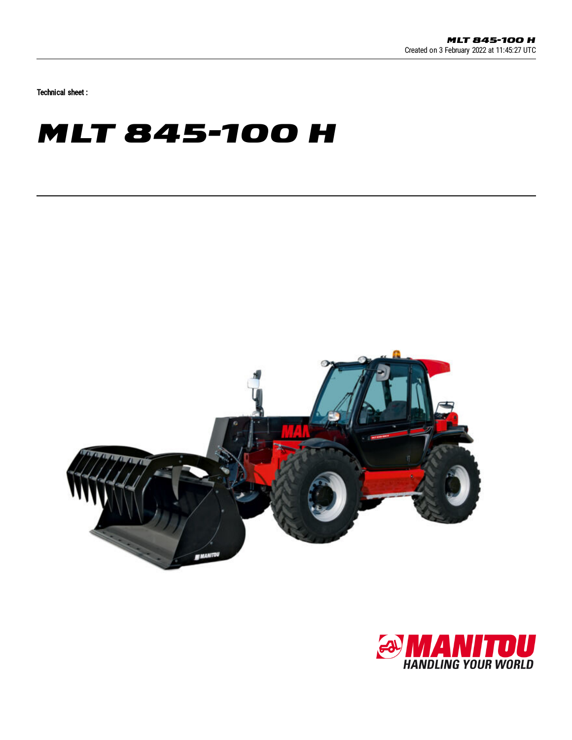Technical sheet :

# MLT 845-100 H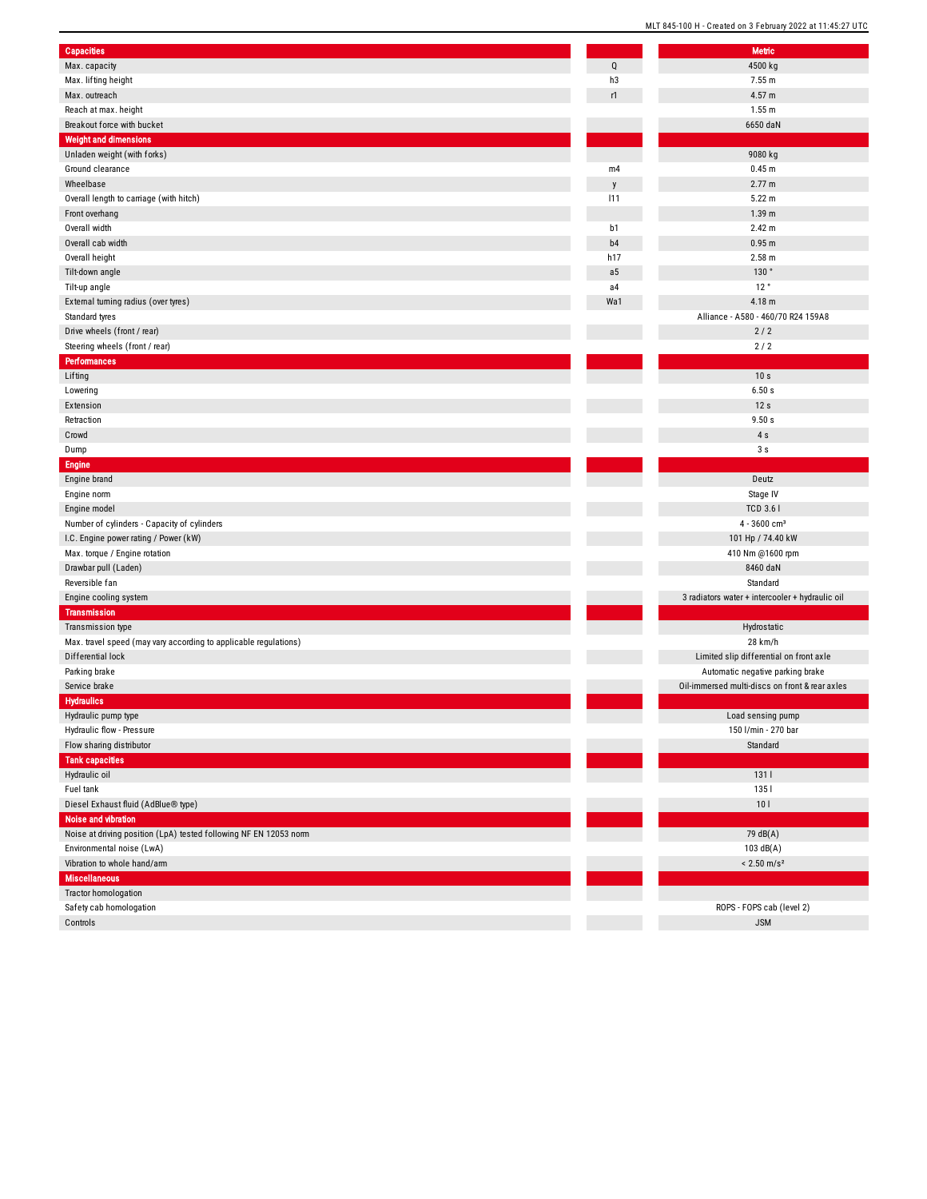| Capacities | | Metric |
| --- | --- | --- |
| Max. capacity | Q | 4500 kg |
| Max. lifting height | h3 | 7.55 m |
| Max. outreach | r1 | 4.57 m |
| Reach at max. height | | 1.55 m |
| Breakout force with bucket | | 6650 daN |
| **Weight and dimensions** | | |
| Unladen weight (with forks) | | 9080 kg |
| Ground clearance | m4 | 0.45 m |
| Wheelbase | y | 2.77 m |
| Overall length to carriage (with hitch) | l11 | 5.22 m |
| Front overhang | | 1.39 m |
| Overall width | b1 | 2.42 m |
| Overall cab width | b4 | 0.95 m |
| Overall height | h17 | 2.58 m |
| Tilt-down angle | a5 | 130 ° |
| Tilt-up angle | a4 | 12 ° |
| External turning radius (over tyres) | Wa1 | 4.18 m |
| Standard tyres | | Alliance - A580 - 460/70 R24 159A8 |
| Drive wheels (front / rear) | | 2 / 2 |
| Steering wheels (front / rear) | | 2 / 2 |
| **Performances** | | |
| Lifting | | 10 s |
| Lowering | | 6.50 s |
| Extension | | 12 s |
| Retraction | | 9.50 s |
| Crowd | | 4 s |
| Dump | | 3 s |
| **Engine** | | |
| Engine brand | | Deutz |
| Engine norm | | Stage IV |
| Engine model | | TCD 3.6 l |
| Number of cylinders - Capacity of cylinders | | 4 - 3600 cm³ |
| I.C. Engine power rating / Power (kW) | | 101 Hp / 74.40 kW |
| Max. torque / Engine rotation | | 410 Nm @1600 rpm |
| Drawbar pull (Laden) | | 8460 daN |
| Reversible fan | | Standard |
| Engine cooling system | | 3 radiators water + intercooler + hydraulic oil |
| **Transmission** | | |
| Transmission type | | Hydrostatic |
| Max. travel speed (may vary according to applicable regulations) | | 28 km/h |
| Differential lock | | Limited slip differential on front axle |
| Parking brake | | Automatic negative parking brake |
| Service brake | | Oil-immersed multi-discs on front & rear axles |
| **Hydraulics** | | |
| Hydraulic pump type | | Load sensing pump |
| Hydraulic flow - Pressure | | 150 l/min - 270 bar |
| Flow sharing distributor | | Standard |
| **Tank capacities** | | |
| Hydraulic oil | | 131 l |
| Fuel tank | | 135 l |
| Diesel Exhaust fluid (AdBlue® type) | | 10 l |
| **Noise and vibration** | | |
| Noise at driving position (LpA) tested following NF EN 12053 norm | | 79 dB(A) |
| Environmental noise (LwA) | | 103 dB(A) |
| Vibration to whole hand/arm | | < 2.50 m/s² |
| **Miscellaneous** | | |
| Tractor homologation | | |
| Safety cab homologation | | ROPS - FOPS cab (level 2) |
| Controls | | JSM |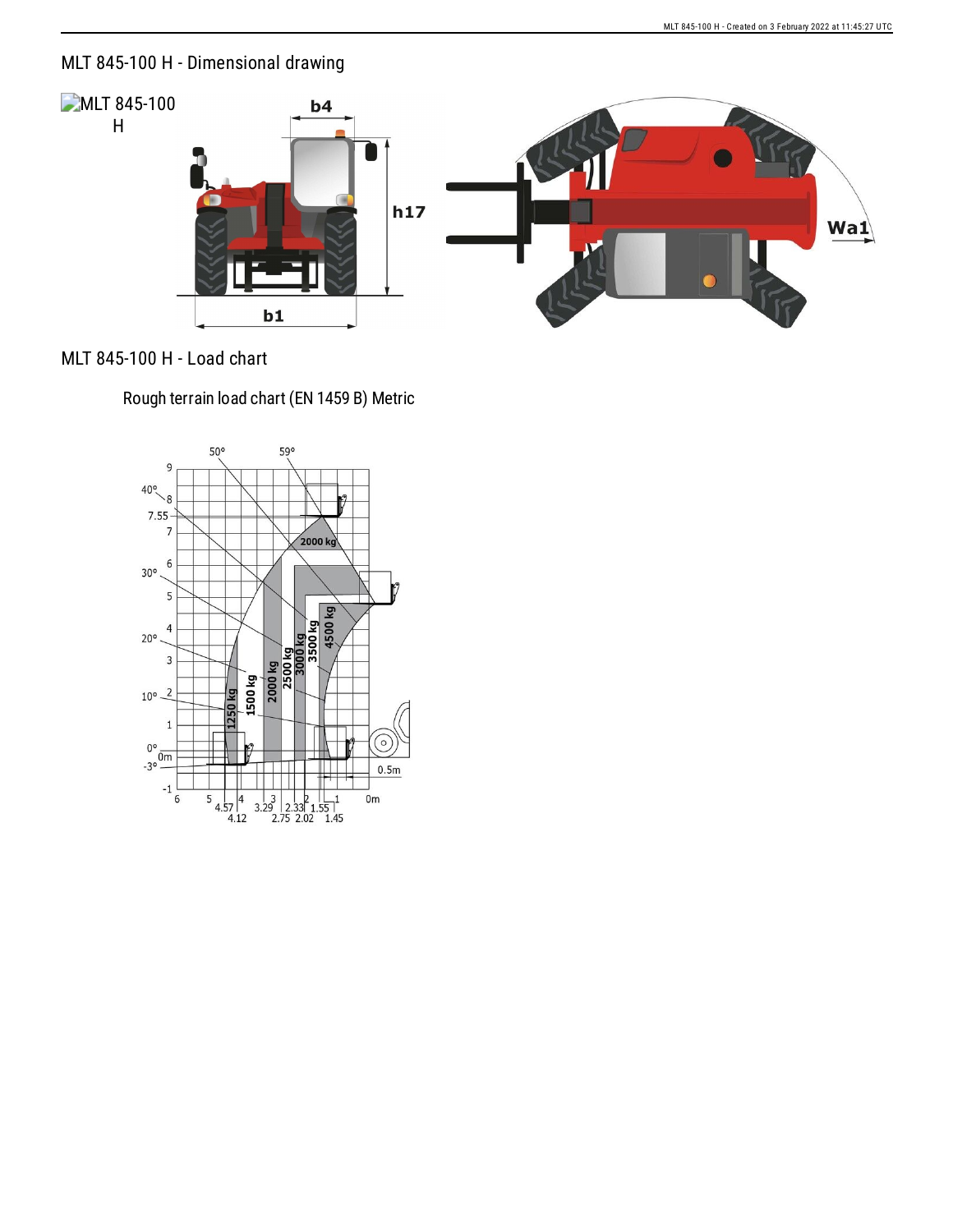## MLT 845-100 H - Dimensional drawing

MLT 845-100 H

## MLT 845-100 H - Load chart

Rough terrain load chart (EN 1459 B) Metric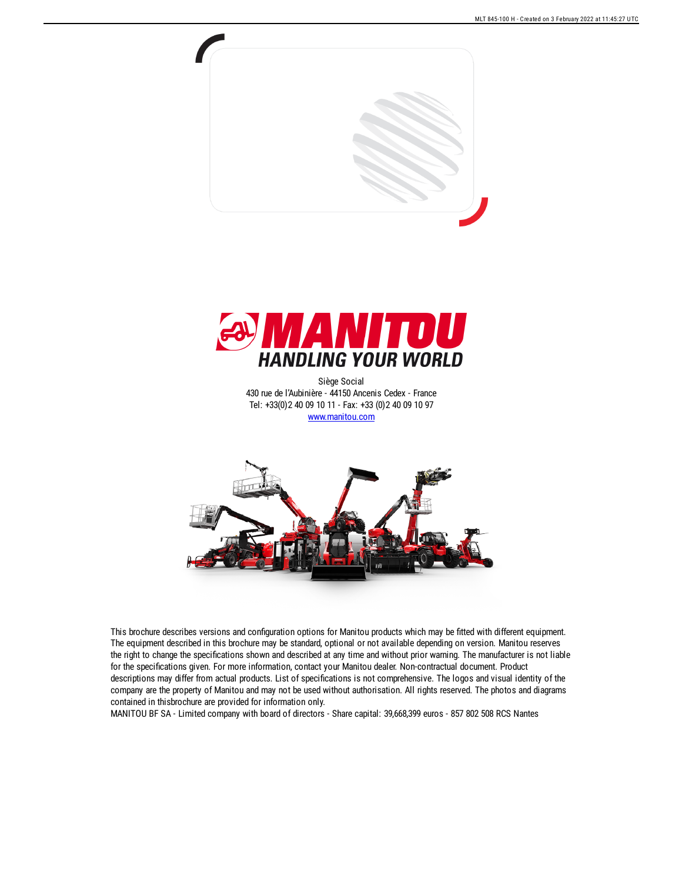MANITOU

HANDLING YOUR WORLD

Siège Social
430 rue de l'Aubinière - 44150 Ancenis Cedex - France
Tel: +33(0)2 40 09 10 11 - Fax: +33 (0)2 40 09 10 97
www.manitou.com

This brochure describes versions and configuration options for Manitou products which may be fitted with different equipment. The equipment described in this brochure may be standard, optional or not available depending on version. Manitou reserves the right to change the specifications shown and described at any time and without prior warning. The manufacturer is not liable for the specifications given. For more information, contact your Manitou dealer. Non-contractual document. Product descriptions may differ from actual products. List of specifications is not comprehensive. The logos and visual identity of the company are the property of Manitou and may not be used without authorisation. All rights reserved. The photos and diagrams contained in thisbrochure are provided for information only.
MANITOU BF SA - Limited company with board of directors - Share capital: 39,668,399 euros - 857 802 508 RCS Nantes